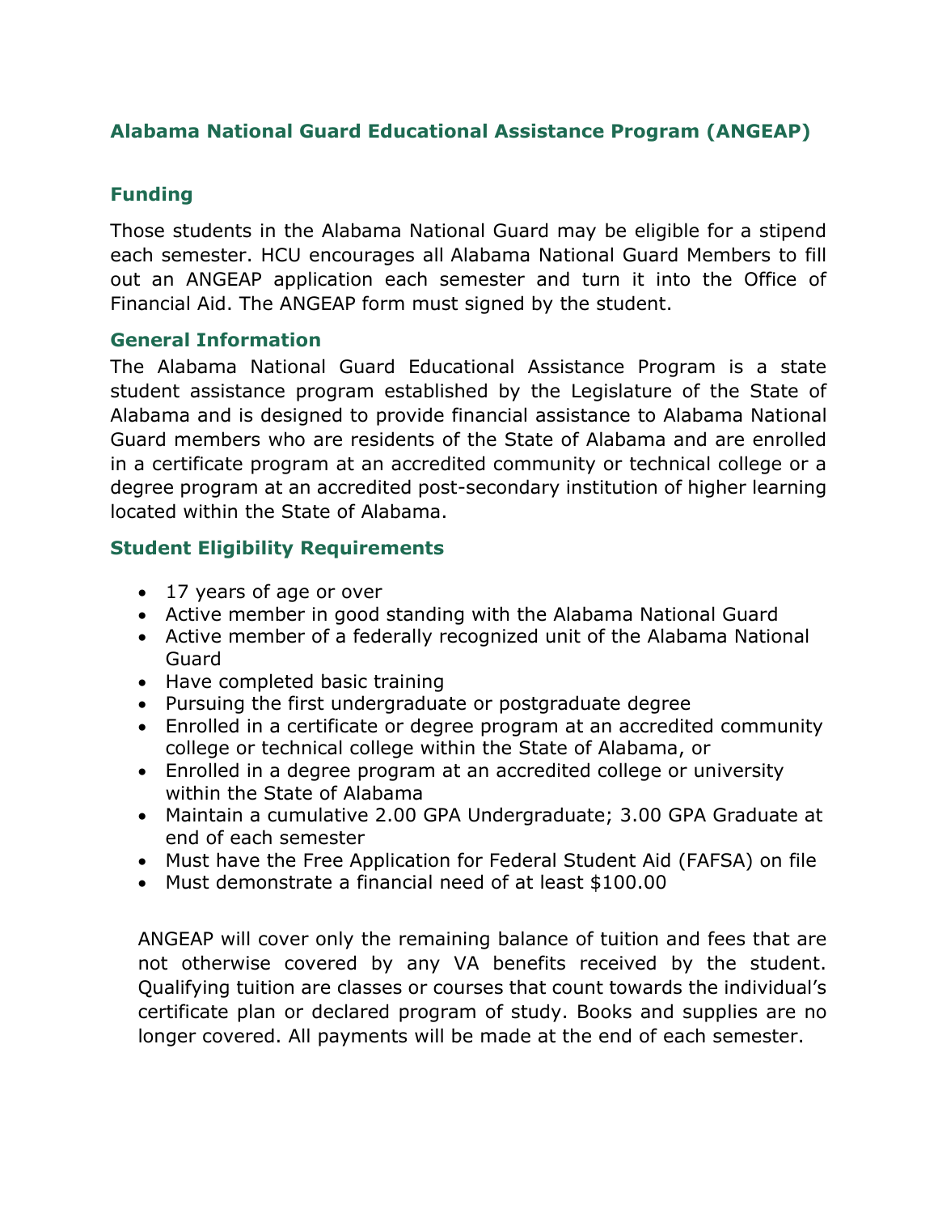# Alabama National Guard Educational Assistance Program (ANGEAP)

## Funding

Those students in the Alabama National Guard may be eligible for a stipend each semester. HCU encourages all Alabama National Guard Members to fill out an ANGEAP application each semester and turn it into the Office of Financial Aid. The ANGEAP form must signed by the student.

## General Information

The Alabama National Guard Educational Assistance Program is a state student assistance program established by the Legislature of the State of Alabama and is designed to provide financial assistance to Alabama National Guard members who are residents of the State of Alabama and are enrolled in a certificate program at an accredited community or technical college or a degree program at an accredited post-secondary institution of higher learning located within the State of Alabama.

## Student Eligibility Requirements

- 17 years of age or over
- Active member in good standing with the Alabama National Guard
- Active member of a federally recognized unit of the Alabama National Guard
- Have completed basic training
- Pursuing the first undergraduate or postgraduate degree
- Enrolled in a certificate or degree program at an accredited community college or technical college within the State of Alabama, or
- Enrolled in a degree program at an accredited college or university within the State of Alabama
- Maintain a cumulative 2.00 GPA Undergraduate; 3.00 GPA Graduate at end of each semester
- Must have the Free Application for Federal Student Aid (FAFSA) on file
- Must demonstrate a financial need of at least $100.00

ANGEAP will cover only the remaining balance of tuition and fees that are not otherwise covered by any VA benefits received by the student. Qualifying tuition are classes or courses that count towards the individual's certificate plan or declared program of study. Books and supplies are no longer covered. All payments will be made at the end of each semester.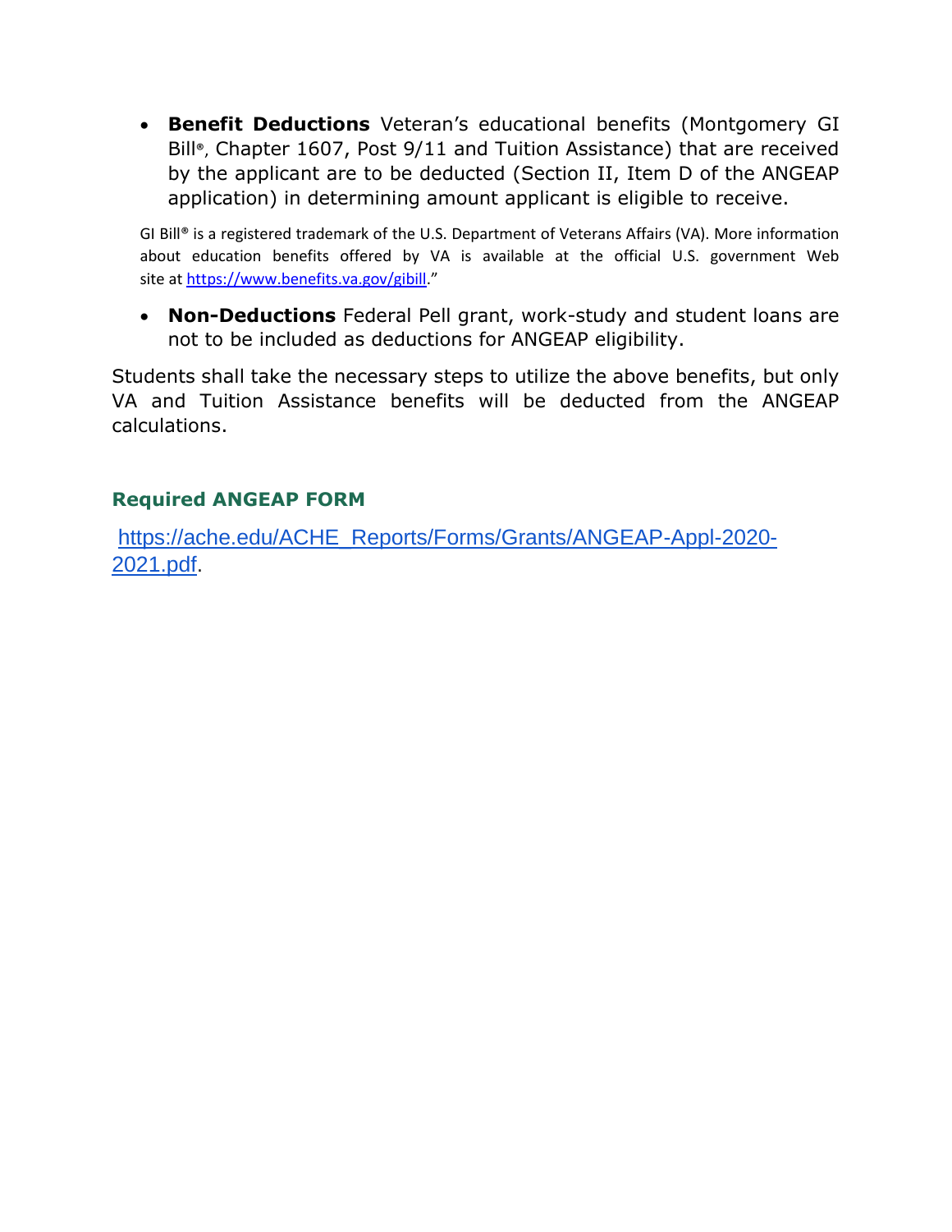- **Benefit Deductions** Veteran's educational benefits (Montgomery GI Bill®, Chapter 1607, Post 9/11 and Tuition Assistance) that are received by the applicant are to be deducted (Section II, Item D of the ANGEAP application) in determining amount applicant is eligible to receive.

GI Bill® is a registered trademark of the U.S. Department of Veterans Affairs (VA). More information about education benefits offered by VA is available at the official U.S. government Web site at https://www.benefits.va.gov/gibill."

- **Non-Deductions** Federal Pell grant, work-study and student loans are not to be included as deductions for ANGEAP eligibility.

Students shall take the necessary steps to utilize the above benefits, but only VA and Tuition Assistance benefits will be deducted from the ANGEAP calculations.

### Required ANGEAP FORM

https://ache.edu/ACHE_Reports/Forms/Grants/ANGEAP-Appl-2020-2021.pdf.